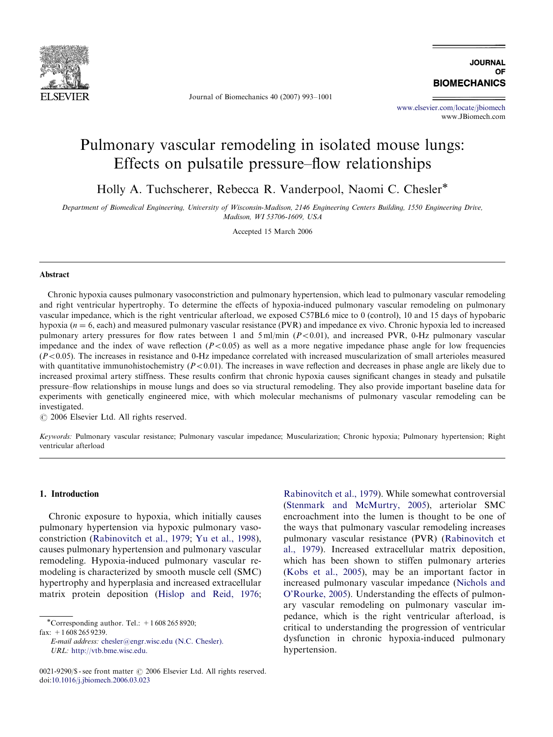# Pulmonary vascular remodeling in isolated mouse lungs: Effects on pulsatile pressure–flow relationships

Holly A. Tuchscherer, Rebecca R. Vanderpool, Naomi C. Chesler*

*Department of Biomedical Engineering, University of Wisconsin-Madison, 2146 Engineering Centers Building, 1550 Engineering Drive, Madison, WI 53706-1609, USA*

Accepted 15 March 2006

## Abstract

Chronic hypoxia causes pulmonary vasoconstriction and pulmonary hypertension, which lead to pulmonary vascular remodeling and right ventricular hypertrophy. To determine the effects of hypoxia-induced pulmonary vascular remodeling on pulmonary vascular impedance, which is the right ventricular afterload, we exposed C57BL6 mice to 0 (control), 10 and 15 days of hypobaric hypoxia ($n = 6$, each) and measured pulmonary vascular resistance (PVR) and impedance ex vivo. Chronic hypoxia led to increased pulmonary artery pressures for flow rates between 1 and 5 ml/min ($P<0.01$), and increased PVR, 0-Hz pulmonary vascular impedance and the index of wave reflection ($P<0.05$) as well as a more negative impedance phase angle for low frequencies ($P<0.05$). The increases in resistance and 0-Hz impedance correlated with increased muscularization of small arterioles measured with quantitative immunohistochemistry ($P<0.01$). The increases in wave reflection and decreases in phase angle are likely due to increased proximal artery stiffness. These results confirm that chronic hypoxia causes significant changes in steady and pulsatile pressure–flow relationships in mouse lungs and does so via structural remodeling. They also provide important baseline data for experiments with genetically engineered mice, with which molecular mechanisms of pulmonary vascular remodeling can be investigated.

© 2006 Elsevier Ltd. All rights reserved.

*Keywords:* Pulmonary vascular resistance; Pulmonary vascular impedance; Muscularization; Chronic hypoxia; Pulmonary hypertension; Right ventricular afterload

## 1. Introduction

Chronic exposure to hypoxia, which initially causes pulmonary hypertension via hypoxic pulmonary vasoconstriction (Rabinovitch et al., 1979; Yu et al., 1998), causes pulmonary hypertension and pulmonary vascular remodeling. Hypoxia-induced pulmonary vascular remodeling is characterized by smooth muscle cell (SMC) hypertrophy and hyperplasia and increased extracellular matrix protein deposition (Hislop and Reid, 1976; Rabinovitch et al., 1979). While somewhat controversial (Stenmark and McMurtry, 2005), arteriolar SMC encroachment into the lumen is thought to be one of the ways that pulmonary vascular remodeling increases pulmonary vascular resistance (PVR) (Rabinovitch et al., 1979). Increased extracellular matrix deposition, which has been shown to stiffen pulmonary arteries (Kobs et al., 2005), may be an important factor in increased pulmonary vascular impedance (Nichols and O'Rourke, 2005). Understanding the effects of pulmonary vascular remodeling on pulmonary vascular impedance, which is the right ventricular afterload, is critical to understanding the progression of ventricular dysfunction in chronic hypoxia-induced pulmonary hypertension.

*Corresponding author. Tel.: +1 608 265 8920; fax: +1 608 265 9239.
*E-mail address:* chesler@engr.wisc.edu (N.C. Chesler).
*URL:* http://vtb.bme.wisc.edu.

0021-9290/$ - see front matter © 2006 Elsevier Ltd. All rights reserved.
doi:10.1016/j.jbiomech.2006.03.023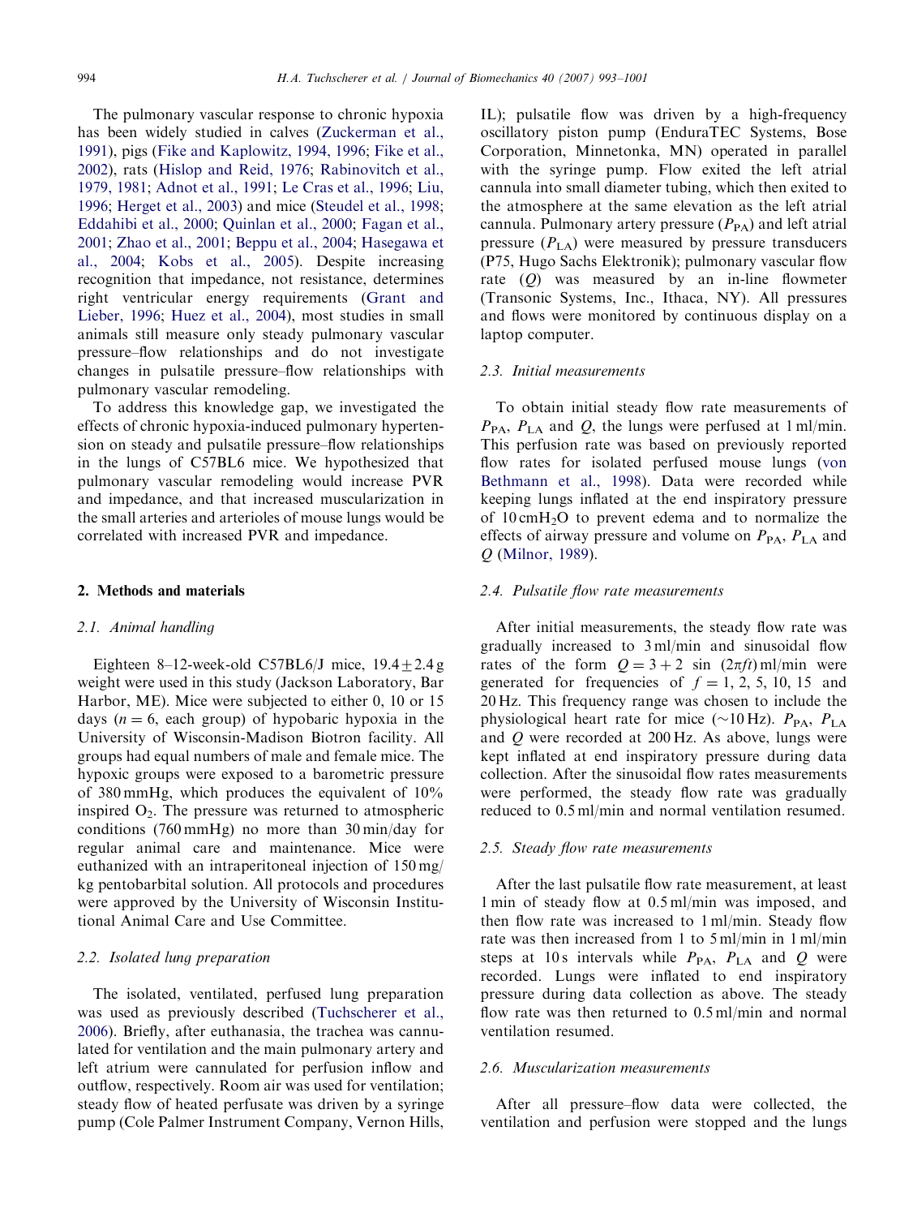The pulmonary vascular response to chronic hypoxia has been widely studied in calves (Zuckerman et al., 1991), pigs (Fike and Kaplowitz, 1994, 1996; Fike et al., 2002), rats (Hislop and Reid, 1976; Rabinovitch et al., 1979, 1981; Adnot et al., 1991; Le Cras et al., 1996; Liu, 1996; Herget et al., 2003) and mice (Steudel et al., 1998; Eddahibi et al., 2000; Quinlan et al., 2000; Fagan et al., 2001; Zhao et al., 2001; Beppu et al., 2004; Hasegawa et al., 2004; Kobs et al., 2005). Despite increasing recognition that impedance, not resistance, determines right ventricular energy requirements (Grant and Lieber, 1996; Huez et al., 2004), most studies in small animals still measure only steady pulmonary vascular pressure–flow relationships and do not investigate changes in pulsatile pressure–flow relationships with pulmonary vascular remodeling.

To address this knowledge gap, we investigated the effects of chronic hypoxia-induced pulmonary hypertension on steady and pulsatile pressure–flow relationships in the lungs of C57BL6 mice. We hypothesized that pulmonary vascular remodeling would increase PVR and impedance, and that increased muscularization in the small arteries and arterioles of mouse lungs would be correlated with increased PVR and impedance.

## 2. Methods and materials

### 2.1. Animal handling

Eighteen 8–12-week-old C57BL6/J mice, $19.4 \pm 2.4$ g weight were used in this study (Jackson Laboratory, Bar Harbor, ME). Mice were subjected to either 0, 10 or 15 days ($n = 6$, each group) of hypobaric hypoxia in the University of Wisconsin-Madison Biotron facility. All groups had equal numbers of male and female mice. The hypoxic groups were exposed to a barometric pressure of 380 mmHg, which produces the equivalent of 10% inspired $O_2$. The pressure was returned to atmospheric conditions (760 mmHg) no more than 30 min/day for regular animal care and maintenance. Mice were euthanized with an intraperitoneal injection of 150 mg/kg pentobarbital solution. All protocols and procedures were approved by the University of Wisconsin Institutional Animal Care and Use Committee.

### 2.2. Isolated lung preparation

The isolated, ventilated, perfused lung preparation was used as previously described (Tuchscherer et al., 2006). Briefly, after euthanasia, the trachea was cannulated for ventilation and the main pulmonary artery and left atrium were cannulated for perfusion inflow and outflow, respectively. Room air was used for ventilation; steady flow of heated perfusate was driven by a syringe pump (Cole Palmer Instrument Company, Vernon Hills, IL); pulsatile flow was driven by a high-frequency oscillatory piston pump (EnduraTEC Systems, Bose Corporation, Minnetonka, MN) operated in parallel with the syringe pump. Flow exited the left atrial cannula into small diameter tubing, which then exited to the atmosphere at the same elevation as the left atrial cannula. Pulmonary artery pressure ($P_{PA}$) and left atrial pressure ($P_{LA}$) were measured by pressure transducers (P75, Hugo Sachs Elektronik); pulmonary vascular flow rate ($Q$) was measured by an in-line flowmeter (Transonic Systems, Inc., Ithaca, NY). All pressures and flows were monitored by continuous display on a laptop computer.

### 2.3. Initial measurements

To obtain initial steady flow rate measurements of $P_{PA}$, $P_{LA}$ and $Q$, the lungs were perfused at 1 ml/min. This perfusion rate was based on previously reported flow rates for isolated perfused mouse lungs (von Bethmann et al., 1998). Data were recorded while keeping lungs inflated at the end inspiratory pressure of 10 $cmH_2O$ to prevent edema and to normalize the effects of airway pressure and volume on $P_{PA}$, $P_{LA}$ and $Q$ (Milnor, 1989).

### 2.4. Pulsatile flow rate measurements

After initial measurements, the steady flow rate was gradually increased to 3 ml/min and sinusoidal flow rates of the form $Q = 3 + 2 \sin(2\pi f t)$ ml/min were generated for frequencies of $f = 1, 2, 5, 10, 15$ and 20 Hz. This frequency range was chosen to include the physiological heart rate for mice (~10 Hz). $P_{PA}$, $P_{LA}$ and $Q$ were recorded at 200 Hz. As above, lungs were kept inflated at end inspiratory pressure during data collection. After the sinusoidal flow rates measurements were performed, the steady flow rate was gradually reduced to 0.5 ml/min and normal ventilation resumed.

### 2.5. Steady flow rate measurements

After the last pulsatile flow rate measurement, at least 1 min of steady flow at 0.5 ml/min was imposed, and then flow rate was increased to 1 ml/min. Steady flow rate was then increased from 1 to 5 ml/min in 1 ml/min steps at 10 s intervals while $P_{PA}$, $P_{LA}$ and $Q$ were recorded. Lungs were inflated to end inspiratory pressure during data collection as above. The steady flow rate was then returned to 0.5 ml/min and normal ventilation resumed.

### 2.6. Muscularization measurements

After all pressure–flow data were collected, the ventilation and perfusion were stopped and the lungs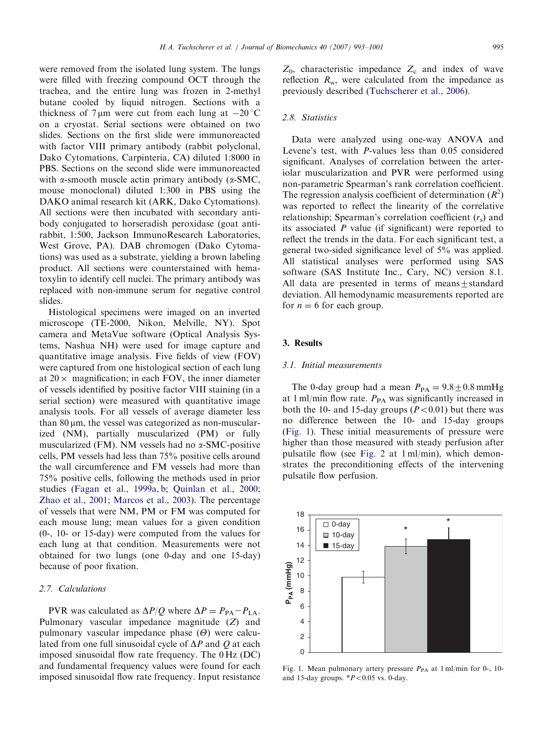were removed from the isolated lung system. The lungs were filled with freezing compound OCT through the trachea, and the entire lung was frozen in 2-methyl butane cooled by liquid nitrogen. Sections with a thickness of 7 μm were cut from each lung at −20 °C on a cryostat. Serial sections were obtained on two slides. Sections on the first slide were immunoreacted with factor VIII primary antibody (rabbit polyclonal, Dako Cytomations, Carpinteria, CA) diluted 1:8000 in PBS. Sections on the second slide were immunoreacted with α-smooth muscle actin primary antibody (α-SMC, mouse monoclonal) diluted 1:300 in PBS using the DAKO animal research kit (ARK, Dako Cytomations). All sections were then incubated with secondary antibody conjugated to horseradish peroxidase (goat anti-rabbit, 1:500, Jackson ImmunoResearch Laboratories, West Grove, PA). DAB chromogen (Dako Cytomations) was used as a substrate, yielding a brown labeling product. All sections were counterstained with hematoxylin to identify cell nuclei. The primary antibody was replaced with non-immune serum for negative control slides.

Histological specimens were imaged on an inverted microscope (TE-2000, Nikon, Melville, NY). Spot camera and MetaVue software (Optical Analysis Systems, Nashua NH) were used for image capture and quantitative image analysis. Five fields of view (FOV) were captured from one histological section of each lung at 20 × magnification; in each FOV, the inner diameter of vessels identified by positive factor VIII staining (in a serial section) were measured with quantitative image analysis tools. For all vessels of average diameter less than 80 μm, the vessel was categorized as non-muscularized (NM), partially muscularized (PM) or fully muscularized (FM). NM vessels had no α-SMC-positive cells, PM vessels had less than 75% positive cells around the wall circumference and FM vessels had more than 75% positive cells, following the methods used in prior studies (Fagan et al., 1999a, b; Quinlan et al., 2000; Zhao et al., 2001; Marcos et al., 2003). The percentage of vessels that were NM, PM or FM was computed for each mouse lung; mean values for a given condition (0-, 10- or 15-day) were computed from the values for each lung at that condition. Measurements were not obtained for two lungs (one 0-day and one 15-day) because of poor fixation.

### 2.7. Calculations

PVR was calculated as $\Delta P/Q$ where $\Delta P = P_{PA} - P_{LA}$. Pulmonary vascular impedance magnitude ($Z$) and pulmonary vascular impedance phase ($\Theta$) were calculated from one full sinusoidal cycle of $\Delta P$ and $Q$ at each imposed sinusoidal flow rate frequency. The 0 Hz (DC) and fundamental frequency values were found for each imposed sinusoidal flow rate frequency. Input resistance $Z_0$, characteristic impedance $Z_c$ and index of wave reflection $R_w$, were calculated from the impedance as previously described (Tuchscherer et al., 2006).

### 2.8. Statistics

Data were analyzed using one-way ANOVA and Levene's test, with $P$-values less than 0.05 considered significant. Analyses of correlation between the arteriolar muscularization and PVR were performed using non-parametric Spearman's rank correlation coefficient. The regression analysis coefficient of determination ($R^2$) was reported to reflect the linearity of the correlative relationship; Spearman's correlation coefficient ($r_s$) and its associated $P$ value (if significant) were reported to reflect the trends in the data. For each significant test, a general two-sided significance level of 5% was applied. All statistical analyses were performed using SAS software (SAS Institute Inc., Cary, NC) version 8.1. All data are presented in terms of means ± standard deviation. All hemodynamic measurements reported are for $n = 6$ for each group.

## 3. Results

### 3.1. Initial measurements

The 0-day group had a mean $P_{PA} = 9.8 \pm 0.8$ mmHg at 1 ml/min flow rate. $P_{PA}$ was significantly increased in both the 10- and 15-day groups ($P < 0.01$) but there was no difference between the 10- and 15-day groups (Fig. 1). These initial measurements of pressure were higher than those measured with steady perfusion after pulsatile flow (see Fig. 2 at 1 ml/min), which demonstrates the preconditioning effects of the intervening pulsatile flow perfusion.

Fig. 1. Mean pulmonary artery pressure $P_{PA}$ at 1 ml/min for 0-, 10- and 15-day groups. *$P < 0.05$ vs. 0-day.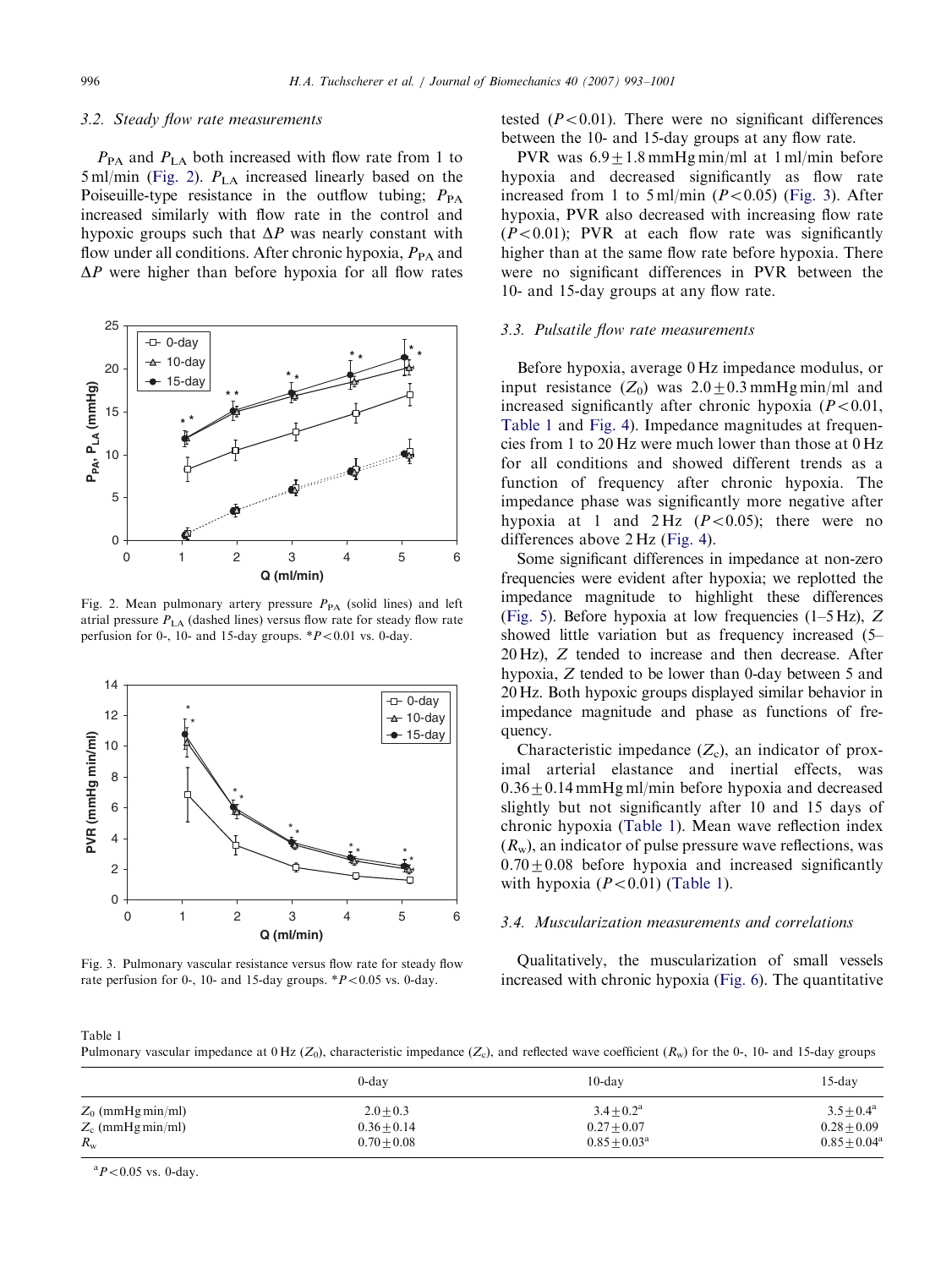### 3.2. Steady flow rate measurements

$P_{PA}$ and $P_{LA}$ both increased with flow rate from 1 to 5 ml/min (Fig. 2). $P_{LA}$ increased linearly based on the Poiseuille-type resistance in the outflow tubing; $P_{PA}$ increased similarly with flow rate in the control and hypoxic groups such that $\Delta P$ was nearly constant with flow under all conditions. After chronic hypoxia, $P_{PA}$ and $\Delta P$ were higher than before hypoxia for all flow rates tested ($P<0.01$). There were no significant differences between the 10- and 15-day groups at any flow rate.

Fig. 2. Mean pulmonary artery pressure $P_{PA}$ (solid lines) and left atrial pressure $P_{LA}$ (dashed lines) versus flow rate for steady flow rate perfusion for 0-, 10- and 15-day groups. *$P<0.01$ vs. 0-day.

Fig. 3. Pulmonary vascular resistance versus flow rate for steady flow rate perfusion for 0-, 10- and 15-day groups. *$P<0.05$ vs. 0-day.

PVR was $6.9\pm1.8$ mmHg min/ml at 1 ml/min before hypoxia and decreased significantly as flow rate increased from 1 to 5 ml/min ($P<0.05$) (Fig. 3). After hypoxia, PVR also decreased with increasing flow rate ($P<0.01$); PVR at each flow rate was significantly higher than at the same flow rate before hypoxia. There were no significant differences in PVR between the 10- and 15-day groups at any flow rate.

### 3.3. Pulsatile flow rate measurements

Before hypoxia, average 0 Hz impedance modulus, or input resistance ($Z_0$) was $2.0\pm0.3$ mmHg min/ml and increased significantly after chronic hypoxia ($P<0.01$, Table 1 and Fig. 4). Impedance magnitudes at frequencies from 1 to 20 Hz were much lower than those at 0 Hz for all conditions and showed different trends as a function of frequency after chronic hypoxia. The impedance phase was significantly more negative after hypoxia at 1 and 2 Hz ($P<0.05$); there were no differences above 2 Hz (Fig. 4).

Some significant differences in impedance at non-zero frequencies were evident after hypoxia; we replotted the impedance magnitude to highlight these differences (Fig. 5). Before hypoxia at low frequencies (1–5 Hz), $Z$ showed little variation but as frequency increased (5–20 Hz), $Z$ tended to increase and then decrease. After hypoxia, $Z$ tended to be lower than 0-day between 5 and 20 Hz. Both hypoxic groups displayed similar behavior in impedance magnitude and phase as functions of frequency.

Characteristic impedance ($Z_c$), an indicator of proximal arterial elastance and inertial effects, was $0.36\pm0.14$ mmHg ml/min before hypoxia and decreased slightly but not significantly after 10 and 15 days of chronic hypoxia (Table 1). Mean wave reflection index ($R_w$), an indicator of pulse pressure wave reflections, was $0.70\pm0.08$ before hypoxia and increased significantly with hypoxia ($P<0.01$) (Table 1).

### 3.4. Muscularization measurements and correlations

Qualitatively, the muscularization of small vessels increased with chronic hypoxia (Fig. 6). The quantitative

Table 1
Pulmonary vascular impedance at 0 Hz ($Z_0$), characteristic impedance ($Z_c$), and reflected wave coefficient ($R_w$) for the 0-, 10- and 15-day groups

| | 0-day | 10-day | 15-day |
|---|---|---|---|
| $Z_0$ (mmHg min/ml) | $2.0\pm0.3$ | $3.4\pm0.2$[a] | $3.5\pm0.4$[a] |
| $Z_c$ (mmHg min/ml) | $0.36\pm0.14$ | $0.27\pm0.07$ | $0.28\pm0.09$ |
| $R_w$ | $0.70\pm0.08$ | $0.85\pm0.03$[a] | $0.85\pm0.04$[a] |

[a] $P<0.05$ vs. 0-day.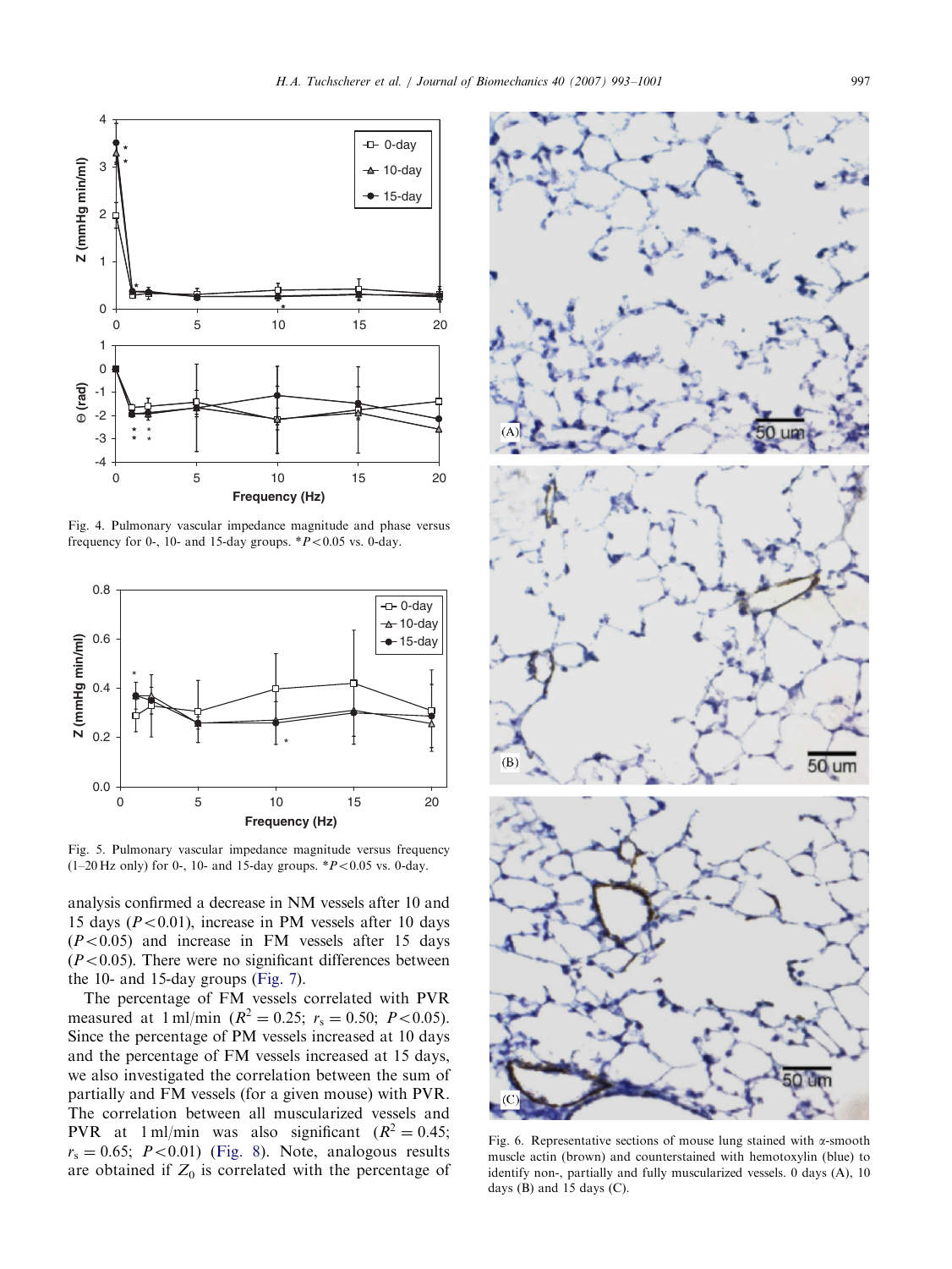Fig. 4. Pulmonary vascular impedance magnitude and phase versus frequency for 0-, 10- and 15-day groups. $^*P<0.05$ vs. 0-day.

Fig. 5. Pulmonary vascular impedance magnitude versus frequency (1–20 Hz only) for 0-, 10- and 15-day groups. $^*P<0.05$ vs. 0-day.

analysis confirmed a decrease in NM vessels after 10 and 15 days ($P<0.01$), increase in PM vessels after 10 days ($P<0.05$) and increase in FM vessels after 15 days ($P<0.05$). There were no significant differences between the 10- and 15-day groups (Fig. 7).

The percentage of FM vessels correlated with PVR measured at 1 ml/min ($R^2 = 0.25$; $r_s = 0.50$; $P<0.05$). Since the percentage of PM vessels increased at 10 days and the percentage of FM vessels increased at 15 days, we also investigated the correlation between the sum of partially and FM vessels (for a given mouse) with PVR. The correlation between all muscularized vessels and PVR at 1 ml/min was also significant ($R^2 = 0.45$; $r_s = 0.65$; $P<0.01$) (Fig. 8). Note, analogous results are obtained if $Z_0$ is correlated with the percentage of

Fig. 6. Representative sections of mouse lung stained with α-smooth muscle actin (brown) and counterstained with hemotoxylin (blue) to identify non-, partially and fully muscularized vessels. 0 days (A), 10 days (B) and 15 days (C).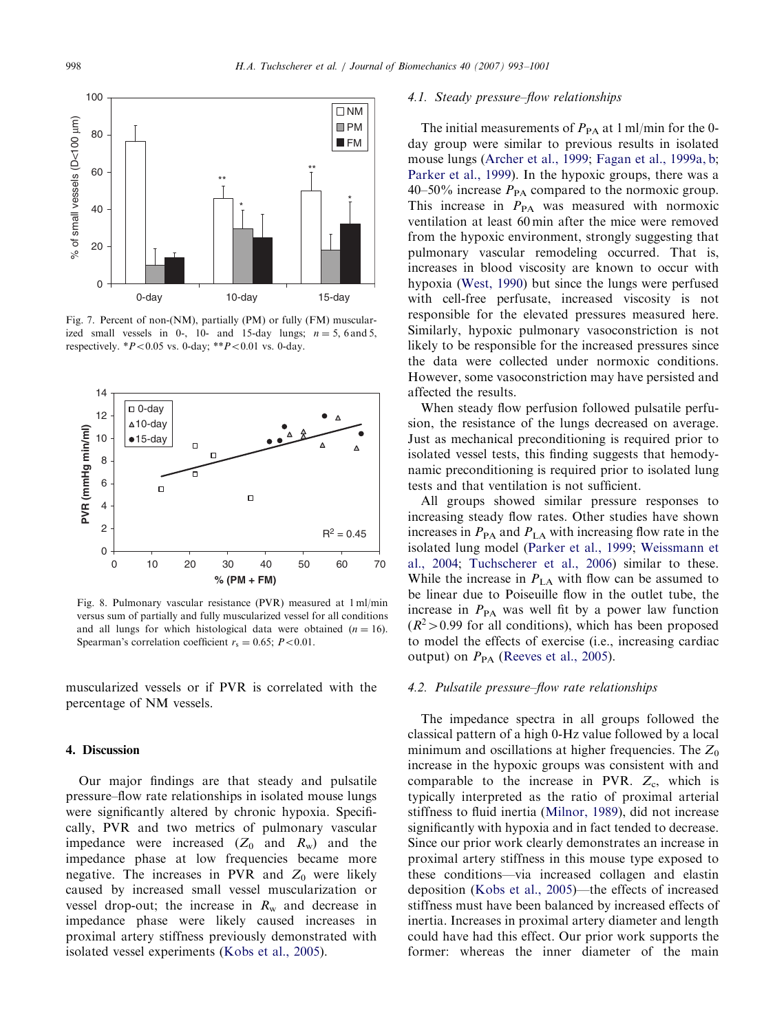Fig. 7. Percent of non-(NM), partially (PM) or fully (FM) muscularized small vessels in 0-, 10- and 15-day lungs; $n = 5$, 6 and 5, respectively. *$P<0.05$ vs. 0-day; **$P<0.01$ vs. 0-day.

Fig. 8. Pulmonary vascular resistance (PVR) measured at 1 ml/min versus sum of partially and fully muscularized vessel for all conditions and all lungs for which histological data were obtained ($n = 16$). Spearman's correlation coefficient $r_s = 0.65$; $P<0.01$.

muscularized vessels or if PVR is correlated with the percentage of NM vessels.

## 4. Discussion

Our major findings are that steady and pulsatile pressure–flow rate relationships in isolated mouse lungs were significantly altered by chronic hypoxia. Specifically, PVR and two metrics of pulmonary vascular impedance were increased ($Z_0$ and $R_w$) and the impedance phase at low frequencies became more negative. The increases in PVR and $Z_0$ were likely caused by increased small vessel muscularization or vessel drop-out; the increase in $R_w$ and decrease in impedance phase were likely caused increases in proximal artery stiffness previously demonstrated with isolated vessel experiments (Kobs et al., 2005).

### 4.1. Steady pressure–flow relationships

The initial measurements of $P_{PA}$ at 1 ml/min for the 0-day group were similar to previous results in isolated mouse lungs (Archer et al., 1999; Fagan et al., 1999a, b; Parker et al., 1999). In the hypoxic groups, there was a 40–50% increase $P_{PA}$ compared to the normoxic group. This increase in $P_{PA}$ was measured with normoxic ventilation at least 60 min after the mice were removed from the hypoxic environment, strongly suggesting that pulmonary vascular remodeling occurred. That is, increases in blood viscosity are known to occur with hypoxia (West, 1990) but since the lungs were perfused with cell-free perfusate, increased viscosity is not responsible for the elevated pressures measured here. Similarly, hypoxic pulmonary vasoconstriction is not likely to be responsible for the increased pressures since the data were collected under normoxic conditions. However, some vasoconstriction may have persisted and affected the results.

When steady flow perfusion followed pulsatile perfusion, the resistance of the lungs decreased on average. Just as mechanical preconditioning is required prior to isolated vessel tests, this finding suggests that hemodynamic preconditioning is required prior to isolated lung tests and that ventilation is not sufficient.

All groups showed similar pressure responses to increasing steady flow rates. Other studies have shown increases in $P_{PA}$ and $P_{LA}$ with increasing flow rate in the isolated lung model (Parker et al., 1999; Weissmann et al., 2004; Tuchscherer et al., 2006) similar to these. While the increase in $P_{LA}$ with flow can be assumed to be linear due to Poiseuille flow in the outlet tube, the increase in $P_{PA}$ was well fit by a power law function ($R^2>0.99$ for all conditions), which has been proposed to model the effects of exercise (i.e., increasing cardiac output) on $P_{PA}$ (Reeves et al., 2005).

### 4.2. Pulsatile pressure–flow rate relationships

The impedance spectra in all groups followed the classical pattern of a high 0-Hz value followed by a local minimum and oscillations at higher frequencies. The $Z_0$ increase in the hypoxic groups was consistent with and comparable to the increase in PVR. $Z_c$, which is typically interpreted as the ratio of proximal arterial stiffness to fluid inertia (Milnor, 1989), did not increase significantly with hypoxia and in fact tended to decrease. Since our prior work clearly demonstrates an increase in proximal artery stiffness in this mouse type exposed to these conditions—via increased collagen and elastin deposition (Kobs et al., 2005)—the effects of increased stiffness must have been balanced by increased effects of inertia. Increases in proximal artery diameter and length could have had this effect. Our prior work supports the former: whereas the inner diameter of the main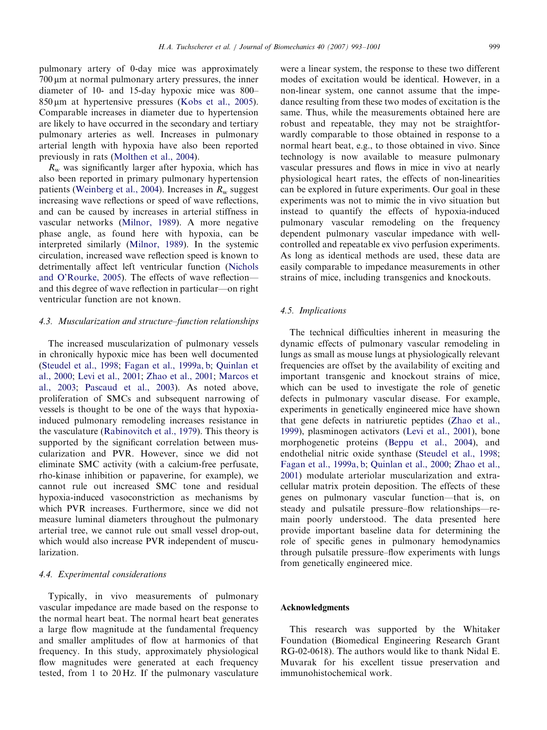pulmonary artery of 0-day mice was approximately 700 μm at normal pulmonary artery pressures, the inner diameter of 10- and 15-day hypoxic mice was 800–850 μm at hypertensive pressures (Kobs et al., 2005). Comparable increases in diameter due to hypertension are likely to have occurred in the secondary and tertiary pulmonary arteries as well. Increases in pulmonary arterial length with hypoxia have also been reported previously in rats (Molthen et al., 2004).

$R_w$ was significantly larger after hypoxia, which has also been reported in primary pulmonary hypertension patients (Weinberg et al., 2004). Increases in $R_w$ suggest increasing wave reflections or speed of wave reflections, and can be caused by increases in arterial stiffness in vascular networks (Milnor, 1989). A more negative phase angle, as found here with hypoxia, can be interpreted similarly (Milnor, 1989). In the systemic circulation, increased wave reflection speed is known to detrimentally affect left ventricular function (Nichols and O'Rourke, 2005). The effects of wave reflection—and this degree of wave reflection in particular—on right ventricular function are not known.

### 4.3. Muscularization and structure–function relationships

The increased muscularization of pulmonary vessels in chronically hypoxic mice has been well documented (Steudel et al., 1998; Fagan et al., 1999a, b; Quinlan et al., 2000; Levi et al., 2001; Zhao et al., 2001; Marcos et al., 2003; Pascaud et al., 2003). As noted above, proliferation of SMCs and subsequent narrowing of vessels is thought to be one of the ways that hypoxia-induced pulmonary remodeling increases resistance in the vasculature (Rabinovitch et al., 1979). This theory is supported by the significant correlation between muscularization and PVR. However, since we did not eliminate SMC activity (with a calcium-free perfusate, rho-kinase inhibition or papaverine, for example), we cannot rule out increased SMC tone and residual hypoxia-induced vasoconstriction as mechanisms by which PVR increases. Furthermore, since we did not measure luminal diameters throughout the pulmonary arterial tree, we cannot rule out small vessel drop-out, which would also increase PVR independent of muscularization.

### 4.4. Experimental considerations

Typically, in vivo measurements of pulmonary vascular impedance are made based on the response to the normal heart beat. The normal heart beat generates a large flow magnitude at the fundamental frequency and smaller amplitudes of flow at harmonics of that frequency. In this study, approximately physiological flow magnitudes were generated at each frequency tested, from 1 to 20 Hz. If the pulmonary vasculature were a linear system, the response to these two different modes of excitation would be identical. However, in a non-linear system, one cannot assume that the impedance resulting from these two modes of excitation is the same. Thus, while the measurements obtained here are robust and repeatable, they may not be straightforwardly comparable to those obtained in response to a normal heart beat, e.g., to those obtained in vivo. Since technology is now available to measure pulmonary vascular pressures and flows in mice in vivo at nearly physiological heart rates, the effects of non-linearities can be explored in future experiments. Our goal in these experiments was not to mimic the in vivo situation but instead to quantify the effects of hypoxia-induced pulmonary vascular remodeling on the frequency dependent pulmonary vascular impedance with well-controlled and repeatable ex vivo perfusion experiments. As long as identical methods are used, these data are easily comparable to impedance measurements in other strains of mice, including transgenics and knockouts.

### 4.5. Implications

The technical difficulties inherent in measuring the dynamic effects of pulmonary vascular remodeling in lungs as small as mouse lungs at physiologically relevant frequencies are offset by the availability of exciting and important transgenic and knockout strains of mice, which can be used to investigate the role of genetic defects in pulmonary vascular disease. For example, experiments in genetically engineered mice have shown that gene defects in natriuretic peptides (Zhao et al., 1999), plasminogen activators (Levi et al., 2001), bone morphogenetic proteins (Beppu et al., 2004), and endothelial nitric oxide synthase (Steudel et al., 1998; Fagan et al., 1999a, b; Quinlan et al., 2000; Zhao et al., 2001) modulate arteriolar muscularization and extracellular matrix protein deposition. The effects of these genes on pulmonary vascular function—that is, on steady and pulsatile pressure–flow relationships—remain poorly understood. The data presented here provide important baseline data for determining the role of specific genes in pulmonary hemodynamics through pulsatile pressure–flow experiments with lungs from genetically engineered mice.

## Acknowledgments

This research was supported by the Whitaker Foundation (Biomedical Engineering Research Grant RG-02-0618). The authors would like to thank Nidal E. Muvarak for his excellent tissue preservation and immunohistochemical work.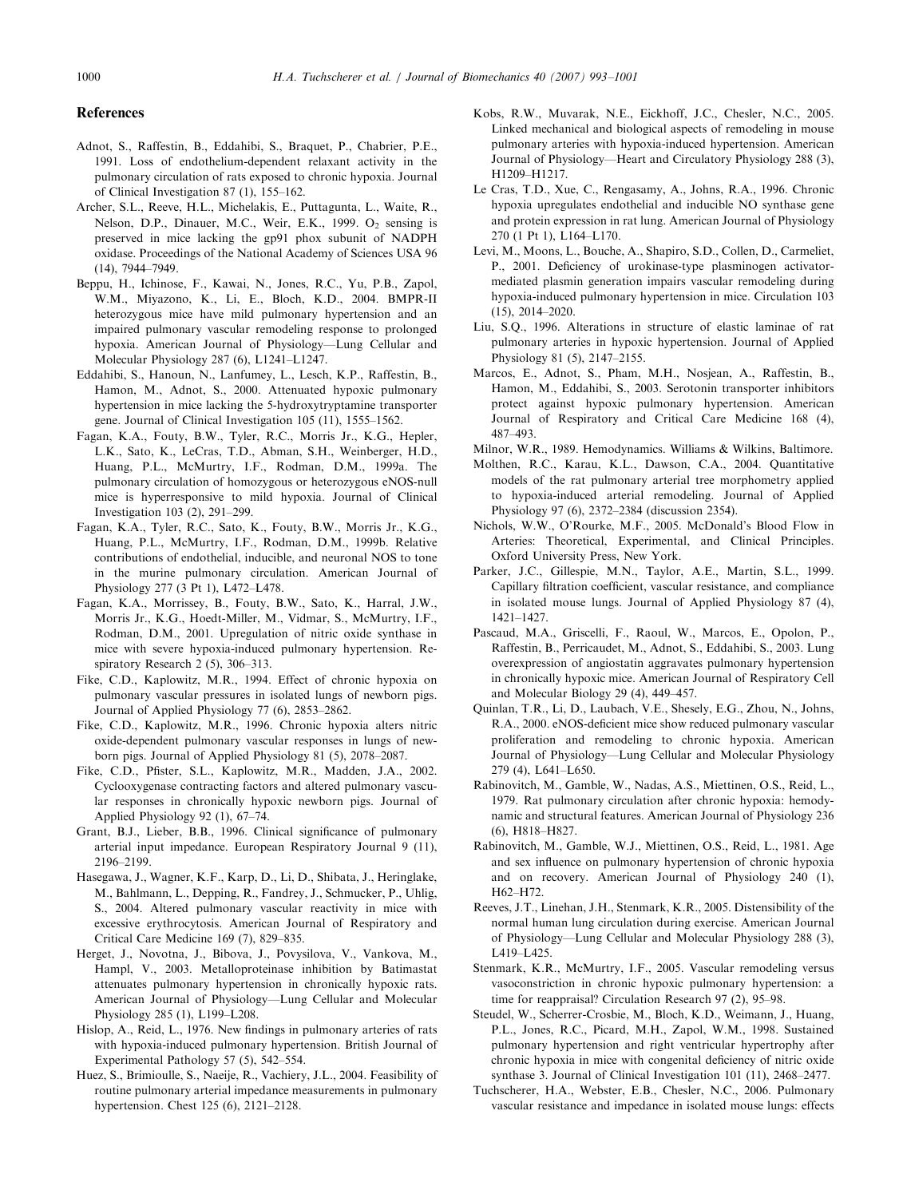## References

Adnot, S., Raffestin, B., Eddahibi, S., Braquet, P., Chabrier, P.E., 1991. Loss of endothelium-dependent relaxant activity in the pulmonary circulation of rats exposed to chronic hypoxia. Journal of Clinical Investigation 87 (1), 155–162.

Archer, S.L., Reeve, H.L., Michelakis, E., Puttagunta, L., Waite, R., Nelson, D.P., Dinauer, M.C., Weir, E.K., 1999. $O_2$ sensing is preserved in mice lacking the gp91 phox subunit of NADPH oxidase. Proceedings of the National Academy of Sciences USA 96 (14), 7944–7949.

Beppu, H., Ichinose, F., Kawai, N., Jones, R.C., Yu, P.B., Zapol, W.M., Miyazono, K., Li, E., Bloch, K.D., 2004. BMPR-II heterozygous mice have mild pulmonary hypertension and an impaired pulmonary vascular remodeling response to prolonged hypoxia. American Journal of Physiology—Lung Cellular and Molecular Physiology 287 (6), L1241–L1247.

Eddahibi, S., Hanoun, N., Lanfumey, L., Lesch, K.P., Raffestin, B., Hamon, M., Adnot, S., 2000. Attenuated hypoxic pulmonary hypertension in mice lacking the 5-hydroxytryptamine transporter gene. Journal of Clinical Investigation 105 (11), 1555–1562.

Fagan, K.A., Fouty, B.W., Tyler, R.C., Morris Jr., K.G., Hepler, L.K., Sato, K., LeCras, T.D., Abman, S.H., Weinberger, H.D., Huang, P.L., McMurtry, I.F., Rodman, D.M., 1999a. The pulmonary circulation of homozygous or heterozygous eNOS-null mice is hyperresponsive to mild hypoxia. Journal of Clinical Investigation 103 (2), 291–299.

Fagan, K.A., Tyler, R.C., Sato, K., Fouty, B.W., Morris Jr., K.G., Huang, P.L., McMurtry, I.F., Rodman, D.M., 1999b. Relative contributions of endothelial, inducible, and neuronal NOS to tone in the murine pulmonary circulation. American Journal of Physiology 277 (3 Pt 1), L472–L478.

Fagan, K.A., Morrissey, B., Fouty, B.W., Sato, K., Harral, J.W., Morris Jr., K.G., Hoedt-Miller, M., Vidmar, S., McMurtry, I.F., Rodman, D.M., 2001. Upregulation of nitric oxide synthase in mice with severe hypoxia-induced pulmonary hypertension. Respiratory Research 2 (5), 306–313.

Fike, C.D., Kaplowitz, M.R., 1994. Effect of chronic hypoxia on pulmonary vascular pressures in isolated lungs of newborn pigs. Journal of Applied Physiology 77 (6), 2853–2862.

Fike, C.D., Kaplowitz, M.R., 1996. Chronic hypoxia alters nitric oxide-dependent pulmonary vascular responses in lungs of newborn pigs. Journal of Applied Physiology 81 (5), 2078–2087.

Fike, C.D., Pfister, S.L., Kaplowitz, M.R., Madden, J.A., 2002. Cyclooxygenase contracting factors and altered pulmonary vascular responses in chronically hypoxic newborn pigs. Journal of Applied Physiology 92 (1), 67–74.

Grant, B.J., Lieber, B.B., 1996. Clinical significance of pulmonary arterial input impedance. European Respiratory Journal 9 (11), 2196–2199.

Hasegawa, J., Wagner, K.F., Karp, D., Li, D., Shibata, J., Heringlake, M., Bahlmann, L., Depping, R., Fandrey, J., Schmucker, P., Uhlig, S., 2004. Altered pulmonary vascular reactivity in mice with excessive erythrocytosis. American Journal of Respiratory and Critical Care Medicine 169 (7), 829–835.

Herget, J., Novotna, J., Bibova, J., Povysilova, V., Vankova, M., Hampl, V., 2003. Metalloproteinase inhibition by Batimastat attenuates pulmonary hypertension in chronically hypoxic rats. American Journal of Physiology—Lung Cellular and Molecular Physiology 285 (1), L199–L208.

Hislop, A., Reid, L., 1976. New findings in pulmonary arteries of rats with hypoxia-induced pulmonary hypertension. British Journal of Experimental Pathology 57 (5), 542–554.

Huez, S., Brimioulle, S., Naeije, R., Vachiery, J.L., 2004. Feasibility of routine pulmonary arterial impedance measurements in pulmonary hypertension. Chest 125 (6), 2121–2128.

Kobs, R.W., Muvarak, N.E., Eickhoff, J.C., Chesler, N.C., 2005. Linked mechanical and biological aspects of remodeling in mouse pulmonary arteries with hypoxia-induced hypertension. American Journal of Physiology—Heart and Circulatory Physiology 288 (3), H1209–H1217.

Le Cras, T.D., Xue, C., Rengasamy, A., Johns, R.A., 1996. Chronic hypoxia upregulates endothelial and inducible NO synthase gene and protein expression in rat lung. American Journal of Physiology 270 (1 Pt 1), L164–L170.

Levi, M., Moons, L., Bouche, A., Shapiro, S.D., Collen, D., Carmeliet, P., 2001. Deficiency of urokinase-type plasminogen activator-mediated plasmin generation impairs vascular remodeling during hypoxia-induced pulmonary hypertension in mice. Circulation 103 (15), 2014–2020.

Liu, S.Q., 1996. Alterations in structure of elastic laminae of rat pulmonary arteries in hypoxic hypertension. Journal of Applied Physiology 81 (5), 2147–2155.

Marcos, E., Adnot, S., Pham, M.H., Nosjean, A., Raffestin, B., Hamon, M., Eddahibi, S., 2003. Serotonin transporter inhibitors protect against hypoxic pulmonary hypertension. American Journal of Respiratory and Critical Care Medicine 168 (4), 487–493.

Milnor, W.R., 1989. Hemodynamics. Williams & Wilkins, Baltimore.

Molthen, R.C., Karau, K.L., Dawson, C.A., 2004. Quantitative models of the rat pulmonary arterial tree morphometry applied to hypoxia-induced arterial remodeling. Journal of Applied Physiology 97 (6), 2372–2384 (discussion 2354).

Nichols, W.W., O'Rourke, M.F., 2005. McDonald's Blood Flow in Arteries: Theoretical, Experimental, and Clinical Principles. Oxford University Press, New York.

Parker, J.C., Gillespie, M.N., Taylor, A.E., Martin, S.L., 1999. Capillary filtration coefficient, vascular resistance, and compliance in isolated mouse lungs. Journal of Applied Physiology 87 (4), 1421–1427.

Pascaud, M.A., Griscelli, F., Raoul, W., Marcos, E., Opolon, P., Raffestin, B., Perricaudet, M., Adnot, S., Eddahibi, S., 2003. Lung overexpression of angiostatin aggravates pulmonary hypertension in chronically hypoxic mice. American Journal of Respiratory Cell and Molecular Biology 29 (4), 449–457.

Quinlan, T.R., Li, D., Laubach, V.E., Shesely, E.G., Zhou, N., Johns, R.A., 2000. eNOS-deficient mice show reduced pulmonary vascular proliferation and remodeling to chronic hypoxia. American Journal of Physiology—Lung Cellular and Molecular Physiology 279 (4), L641–L650.

Rabinovitch, M., Gamble, W., Nadas, A.S., Miettinen, O.S., Reid, L., 1979. Rat pulmonary circulation after chronic hypoxia: hemodynamic and structural features. American Journal of Physiology 236 (6), H818–H827.

Rabinovitch, M., Gamble, W.J., Miettinen, O.S., Reid, L., 1981. Age and sex influence on pulmonary hypertension of chronic hypoxia and on recovery. American Journal of Physiology 240 (1), H62–H72.

Reeves, J.T., Linehan, J.H., Stenmark, K.R., 2005. Distensibility of the normal human lung circulation during exercise. American Journal of Physiology—Lung Cellular and Molecular Physiology 288 (3), L419–L425.

Stenmark, K.R., McMurtry, I.F., 2005. Vascular remodeling versus vasoconstriction in chronic hypoxic pulmonary hypertension: a time for reappraisal? Circulation Research 97 (2), 95–98.

Steudel, W., Scherrer-Crosbie, M., Bloch, K.D., Weimann, J., Huang, P.L., Jones, R.C., Picard, M.H., Zapol, W.M., 1998. Sustained pulmonary hypertension and right ventricular hypertrophy after chronic hypoxia in mice with congenital deficiency of nitric oxide synthase 3. Journal of Clinical Investigation 101 (11), 2468–2477.

Tuchscherer, H.A., Webster, E.B., Chesler, N.C., 2006. Pulmonary vascular resistance and impedance in isolated mouse lungs: effects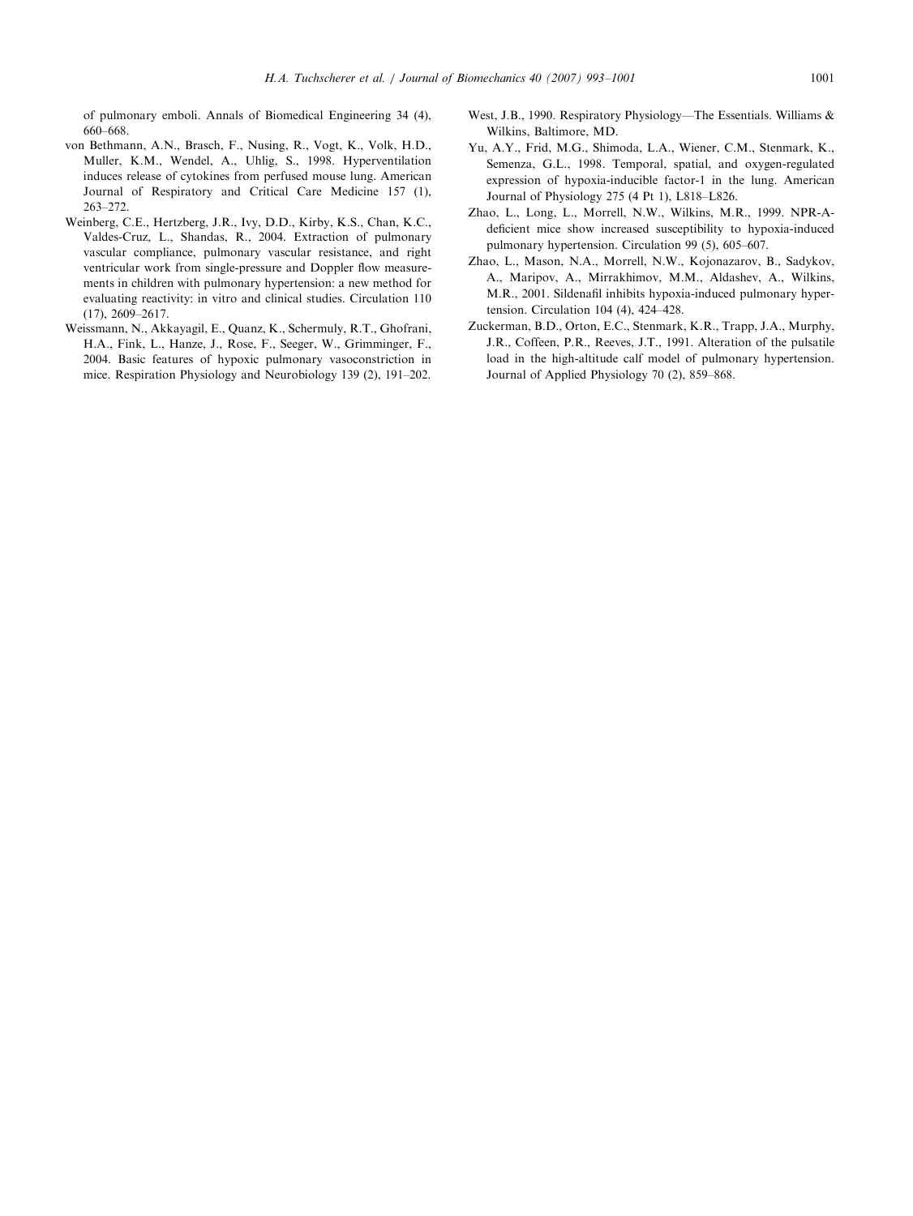of pulmonary emboli. Annals of Biomedical Engineering 34 (4), 660–668.

von Bethmann, A.N., Brasch, F., Nusing, R., Vogt, K., Volk, H.D., Muller, K.M., Wendel, A., Uhlig, S., 1998. Hyperventilation induces release of cytokines from perfused mouse lung. American Journal of Respiratory and Critical Care Medicine 157 (1), 263–272.

Weinberg, C.E., Hertzberg, J.R., Ivy, D.D., Kirby, K.S., Chan, K.C., Valdes-Cruz, L., Shandas, R., 2004. Extraction of pulmonary vascular compliance, pulmonary vascular resistance, and right ventricular work from single-pressure and Doppler flow measurements in children with pulmonary hypertension: a new method for evaluating reactivity: in vitro and clinical studies. Circulation 110 (17), 2609–2617.

Weissmann, N., Akkayagil, E., Quanz, K., Schermuly, R.T., Ghofrani, H.A., Fink, L., Hanze, J., Rose, F., Seeger, W., Grimminger, F., 2004. Basic features of hypoxic pulmonary vasoconstriction in mice. Respiration Physiology and Neurobiology 139 (2), 191–202.

West, J.B., 1990. Respiratory Physiology—The Essentials. Williams & Wilkins, Baltimore, MD.

Yu, A.Y., Frid, M.G., Shimoda, L.A., Wiener, C.M., Stenmark, K., Semenza, G.L., 1998. Temporal, spatial, and oxygen-regulated expression of hypoxia-inducible factor-1 in the lung. American Journal of Physiology 275 (4 Pt 1), L818–L826.

Zhao, L., Long, L., Morrell, N.W., Wilkins, M.R., 1999. NPR-A-deficient mice show increased susceptibility to hypoxia-induced pulmonary hypertension. Circulation 99 (5), 605–607.

Zhao, L., Mason, N.A., Morrell, N.W., Kojonazarov, B., Sadykov, A., Maripov, A., Mirrakhimov, M.M., Aldashev, A., Wilkins, M.R., 2001. Sildenafil inhibits hypoxia-induced pulmonary hypertension. Circulation 104 (4), 424–428.

Zuckerman, B.D., Orton, E.C., Stenmark, K.R., Trapp, J.A., Murphy, J.R., Coffeen, P.R., Reeves, J.T., 1991. Alteration of the pulsatile load in the high-altitude calf model of pulmonary hypertension. Journal of Applied Physiology 70 (2), 859–868.